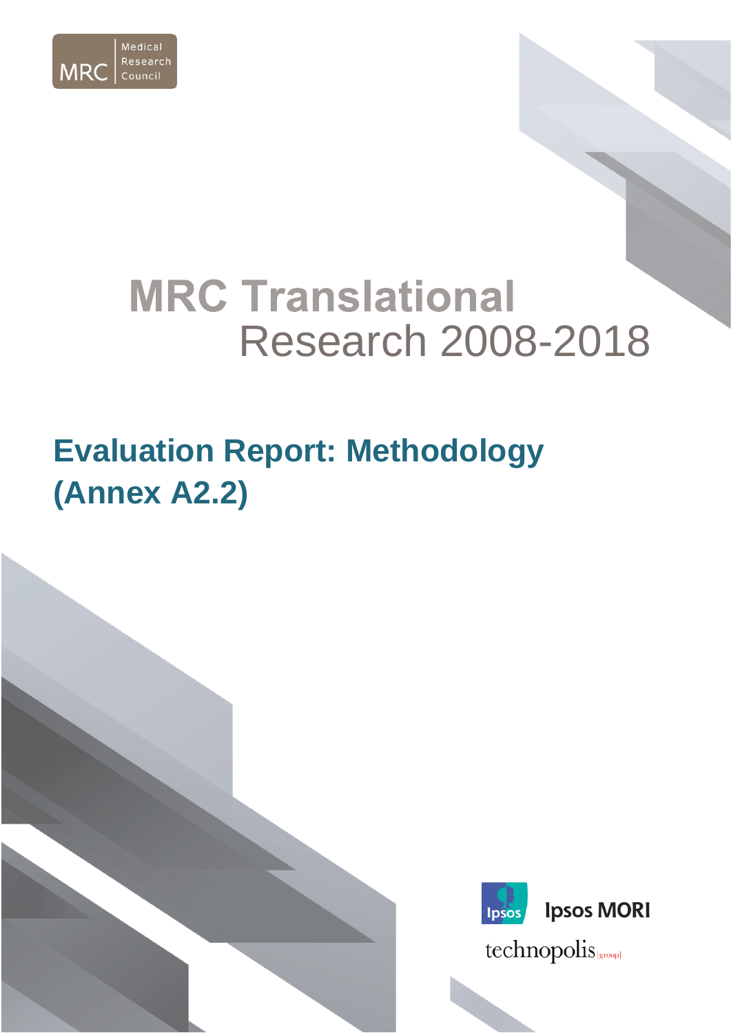Medical Research Council

# MRC Translational Research 2008-2018

## Evaluation Report: Methodology (Annex A2.2)

Ipsos MORI

technopolis |group|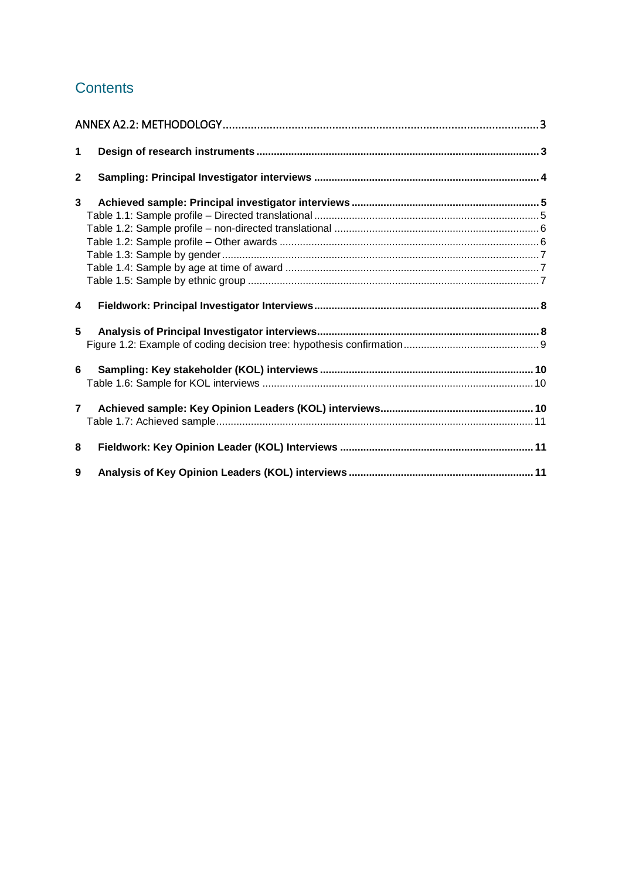# Contents

ANNEX A2.2: METHODOLOGY .......... 3

**1 Design of research instruments .......... 3**

**2 Sampling: Principal Investigator interviews .......... 4**

**3 Achieved sample: Principal investigator interviews .......... 5**

Table 1.1: Sample profile – Directed translational .......... 5

Table 1.2: Sample profile – non-directed translational .......... 6

Table 1.2: Sample profile – Other awards .......... 6

Table 1.3: Sample by gender .......... 7

Table 1.4: Sample by age at time of award .......... 7

Table 1.5: Sample by ethnic group .......... 7

**4 Fieldwork: Principal Investigator Interviews .......... 8**

**5 Analysis of Principal Investigator interviews .......... 8**

Figure 1.2: Example of coding decision tree: hypothesis confirmation .......... 9

**6 Sampling: Key stakeholder (KOL) interviews .......... 10**

Table 1.6: Sample for KOL interviews .......... 10

**7 Achieved sample: Key Opinion Leaders (KOL) interviews .......... 10**

Table 1.7: Achieved sample .......... 11

**8 Fieldwork: Key Opinion Leader (KOL) Interviews .......... 11**

**9 Analysis of Key Opinion Leaders (KOL) interviews .......... 11**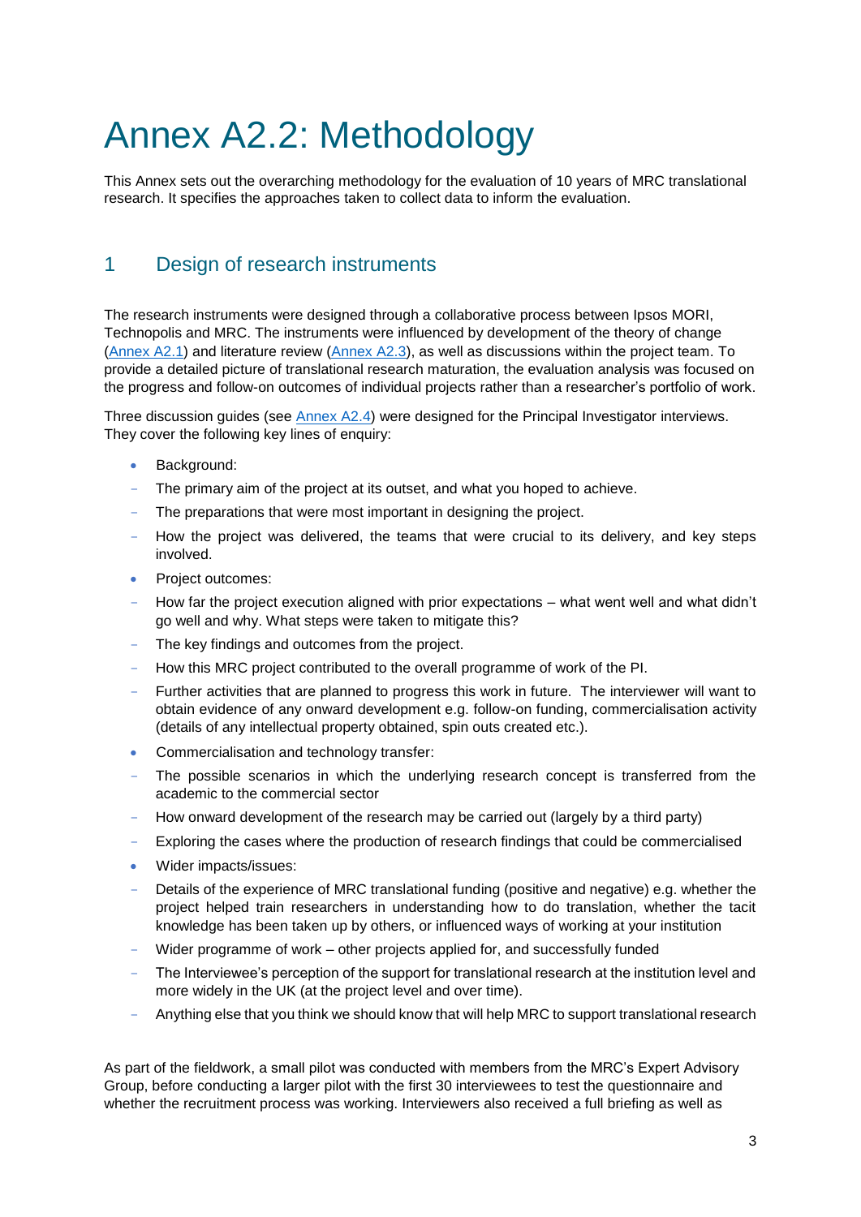# Annex A2.2: Methodology

This Annex sets out the overarching methodology for the evaluation of 10 years of MRC translational research. It specifies the approaches taken to collect data to inform the evaluation.

## 1 Design of research instruments

The research instruments were designed through a collaborative process between Ipsos MORI, Technopolis and MRC. The instruments were influenced by development of the theory of change (Annex A2.1) and literature review (Annex A2.3), as well as discussions within the project team. To provide a detailed picture of translational research maturation, the evaluation analysis was focused on the progress and follow-on outcomes of individual projects rather than a researcher's portfolio of work.

Three discussion guides (see Annex A2.4) were designed for the Principal Investigator interviews. They cover the following key lines of enquiry:

- Background:
  - The primary aim of the project at its outset, and what you hoped to achieve.
  - The preparations that were most important in designing the project.
  - How the project was delivered, the teams that were crucial to its delivery, and key steps involved.
- Project outcomes:
  - How far the project execution aligned with prior expectations – what went well and what didn't go well and why. What steps were taken to mitigate this?
  - The key findings and outcomes from the project.
  - How this MRC project contributed to the overall programme of work of the PI.
  - Further activities that are planned to progress this work in future. The interviewer will want to obtain evidence of any onward development e.g. follow-on funding, commercialisation activity (details of any intellectual property obtained, spin outs created etc.).
- Commercialisation and technology transfer:
  - The possible scenarios in which the underlying research concept is transferred from the academic to the commercial sector
  - How onward development of the research may be carried out (largely by a third party)
  - Exploring the cases where the production of research findings that could be commercialised
- Wider impacts/issues:
  - Details of the experience of MRC translational funding (positive and negative) e.g. whether the project helped train researchers in understanding how to do translation, whether the tacit knowledge has been taken up by others, or influenced ways of working at your institution
  - Wider programme of work – other projects applied for, and successfully funded
  - The Interviewee's perception of the support for translational research at the institution level and more widely in the UK (at the project level and over time).
  - Anything else that you think we should know that will help MRC to support translational research

As part of the fieldwork, a small pilot was conducted with members from the MRC's Expert Advisory Group, before conducting a larger pilot with the first 30 interviewees to test the questionnaire and whether the recruitment process was working. Interviewers also received a full briefing as well as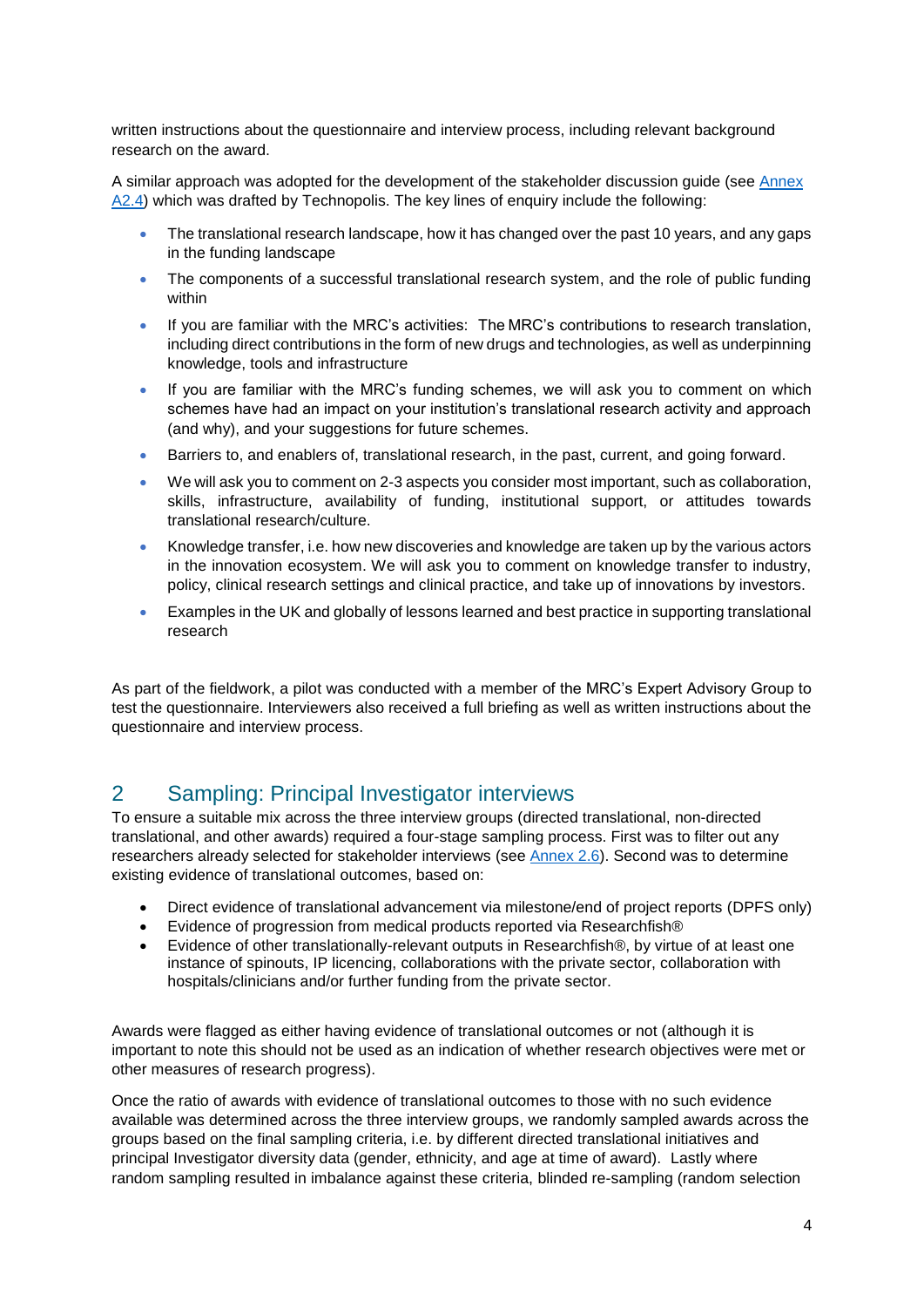written instructions about the questionnaire and interview process, including relevant background research on the award.

A similar approach was adopted for the development of the stakeholder discussion guide (see Annex A2.4) which was drafted by Technopolis. The key lines of enquiry include the following:

- The translational research landscape, how it has changed over the past 10 years, and any gaps in the funding landscape
- The components of a successful translational research system, and the role of public funding within
- If you are familiar with the MRC's activities: The MRC's contributions to research translation, including direct contributions in the form of new drugs and technologies, as well as underpinning knowledge, tools and infrastructure
- If you are familiar with the MRC's funding schemes, we will ask you to comment on which schemes have had an impact on your institution's translational research activity and approach (and why), and your suggestions for future schemes.
- Barriers to, and enablers of, translational research, in the past, current, and going forward.
- We will ask you to comment on 2-3 aspects you consider most important, such as collaboration, skills, infrastructure, availability of funding, institutional support, or attitudes towards translational research/culture.
- Knowledge transfer, i.e. how new discoveries and knowledge are taken up by the various actors in the innovation ecosystem. We will ask you to comment on knowledge transfer to industry, policy, clinical research settings and clinical practice, and take up of innovations by investors.
- Examples in the UK and globally of lessons learned and best practice in supporting translational research

As part of the fieldwork, a pilot was conducted with a member of the MRC's Expert Advisory Group to test the questionnaire. Interviewers also received a full briefing as well as written instructions about the questionnaire and interview process.

## 2 Sampling: Principal Investigator interviews

To ensure a suitable mix across the three interview groups (directed translational, non-directed translational, and other awards) required a four-stage sampling process. First was to filter out any researchers already selected for stakeholder interviews (see Annex 2.6). Second was to determine existing evidence of translational outcomes, based on:

- Direct evidence of translational advancement via milestone/end of project reports (DPFS only)
- Evidence of progression from medical products reported via Researchfish®
- Evidence of other translationally-relevant outputs in Researchfish®, by virtue of at least one instance of spinouts, IP licencing, collaborations with the private sector, collaboration with hospitals/clinicians and/or further funding from the private sector.

Awards were flagged as either having evidence of translational outcomes or not (although it is important to note this should not be used as an indication of whether research objectives were met or other measures of research progress).

Once the ratio of awards with evidence of translational outcomes to those with no such evidence available was determined across the three interview groups, we randomly sampled awards across the groups based on the final sampling criteria, i.e. by different directed translational initiatives and principal Investigator diversity data (gender, ethnicity, and age at time of award). Lastly where random sampling resulted in imbalance against these criteria, blinded re-sampling (random selection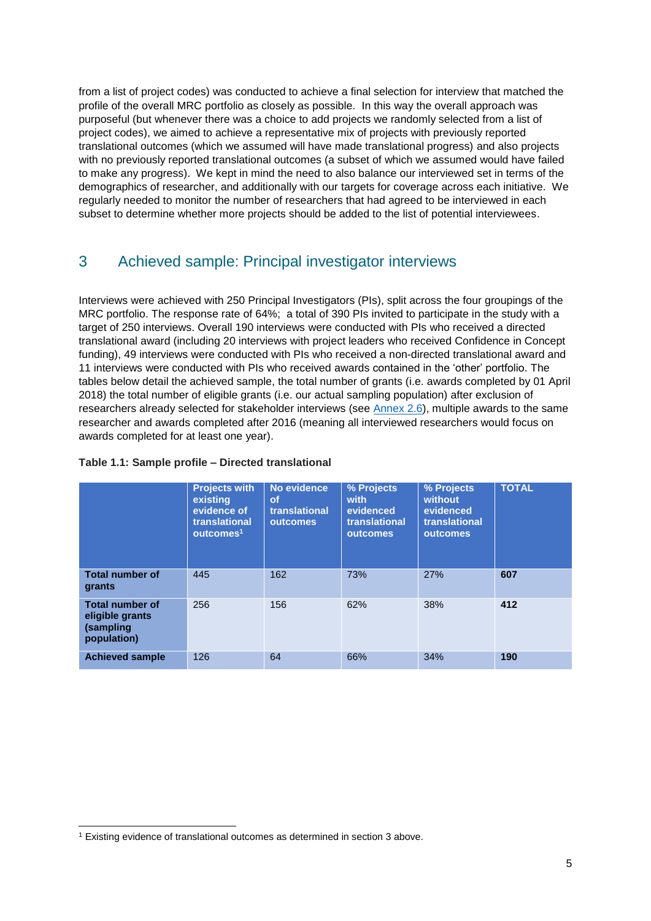from a list of project codes) was conducted to achieve a final selection for interview that matched the profile of the overall MRC portfolio as closely as possible. In this way the overall approach was purposeful (but whenever there was a choice to add projects we randomly selected from a list of project codes), we aimed to achieve a representative mix of projects with previously reported translational outcomes (which we assumed will have made translational progress) and also projects with no previously reported translational outcomes (a subset of which we assumed would have failed to make any progress). We kept in mind the need to also balance our interviewed set in terms of the demographics of researcher, and additionally with our targets for coverage across each initiative. We regularly needed to monitor the number of researchers that had agreed to be interviewed in each subset to determine whether more projects should be added to the list of potential interviewees.

## 3 Achieved sample: Principal investigator interviews

Interviews were achieved with 250 Principal Investigators (PIs), split across the four groupings of the MRC portfolio. The response rate of 64%; a total of 390 PIs invited to participate in the study with a target of 250 interviews. Overall 190 interviews were conducted with PIs who received a directed translational award (including 20 interviews with project leaders who received Confidence in Concept funding), 49 interviews were conducted with PIs who received a non-directed translational award and 11 interviews were conducted with PIs who received awards contained in the 'other' portfolio. The tables below detail the achieved sample, the total number of grants (i.e. awards completed by 01 April 2018) the total number of eligible grants (i.e. our actual sampling population) after exclusion of researchers already selected for stakeholder interviews (see Annex 2.6), multiple awards to the same researcher and awards completed after 2016 (meaning all interviewed researchers would focus on awards completed for at least one year).

**Table 1.1: Sample profile – Directed translational**

| | Projects with existing evidence of translational outcomes[1] | No evidence of translational outcomes | % Projects with evidenced translational outcomes | % Projects without evidenced translational outcomes | TOTAL |
|---|---|---|---|---|---|
| **Total number of grants** | 445 | 162 | 73% | 27% | **607** |
| **Total number of eligible grants (sampling population)** | 256 | 156 | 62% | 38% | **412** |
| **Achieved sample** | 126 | 64 | 66% | 34% | **190** |

[1] Existing evidence of translational outcomes as determined in section 3 above.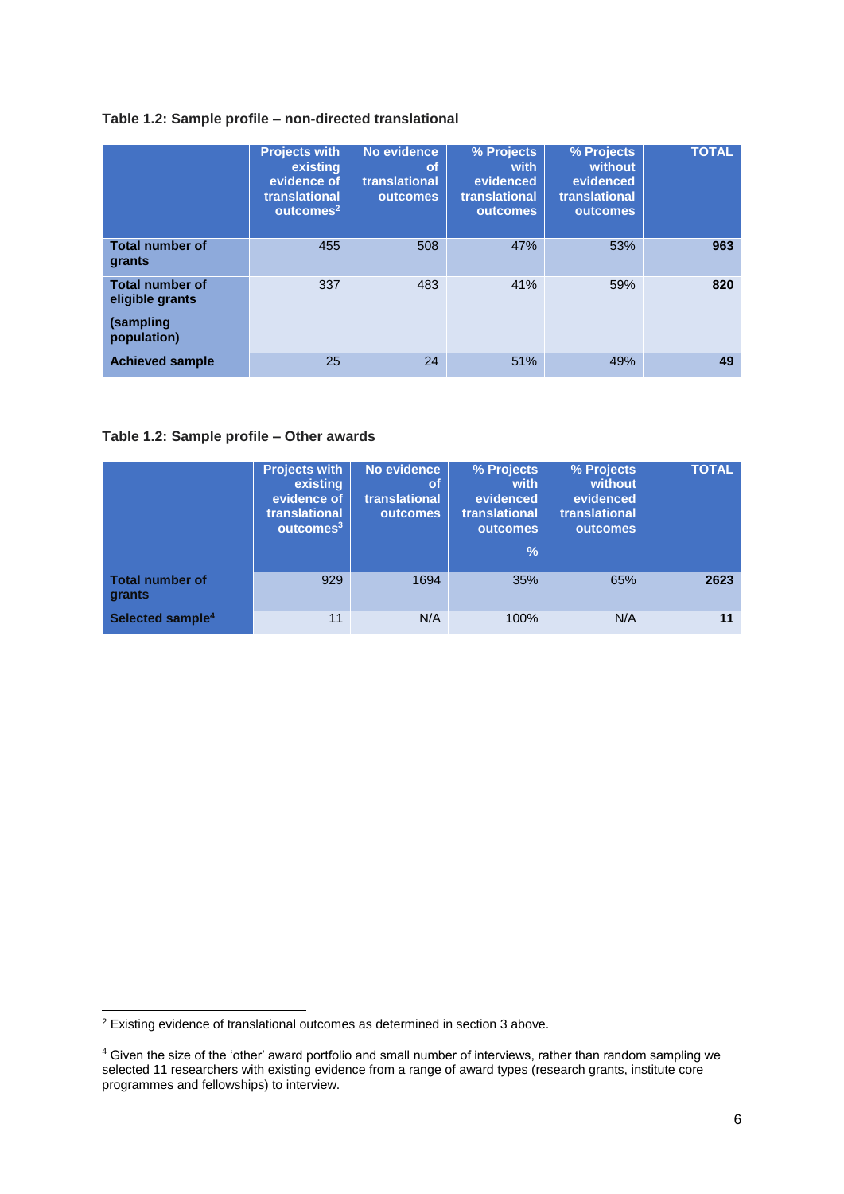**Table 1.2: Sample profile – non-directed translational**

| | Projects with existing evidence of translational outcomes[2] | No evidence of translational outcomes | % Projects with evidenced translational outcomes | % Projects without evidenced translational outcomes | TOTAL |
|---|---|---|---|---|---|
| **Total number of grants** | 455 | 508 | 47% | 53% | **963** |
| **Total number of eligible grants (sampling population)** | 337 | 483 | 41% | 59% | **820** |
| **Achieved sample** | 25 | 24 | 51% | 49% | **49** |

**Table 1.2: Sample profile – Other awards**

| | Projects with existing evidence of translational outcomes[3] | No evidence of translational outcomes | % Projects with evidenced translational outcomes % | % Projects without evidenced translational outcomes | TOTAL |
|---|---|---|---|---|---|
| **Total number of grants** | 929 | 1694 | 35% | 65% | **2623** |
| **Selected sample[4]** | 11 | N/A | 100% | N/A | **11** |

[2] Existing evidence of translational outcomes as determined in section 3 above.

[4] Given the size of the 'other' award portfolio and small number of interviews, rather than random sampling we selected 11 researchers with existing evidence from a range of award types (research grants, institute core programmes and fellowships) to interview.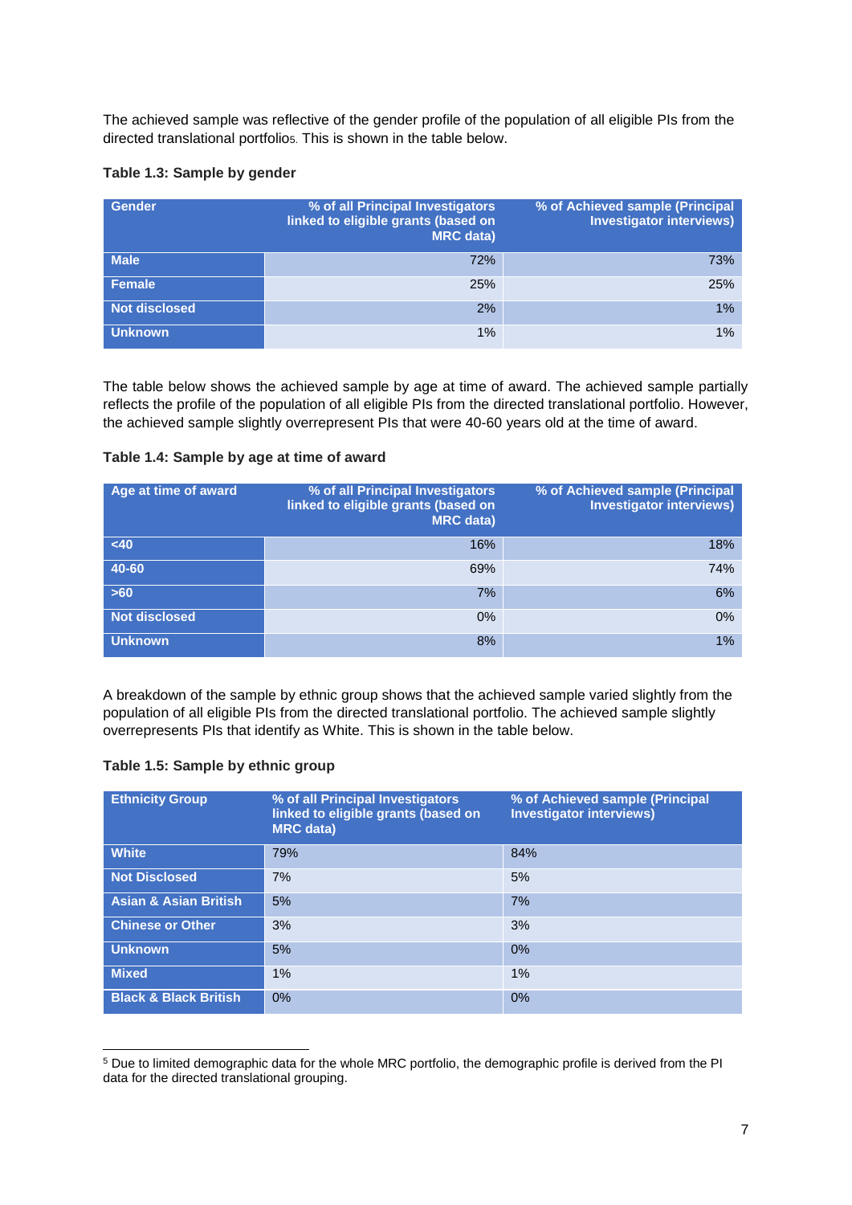The achieved sample was reflective of the gender profile of the population of all eligible PIs from the directed translational portfolio[5]. This is shown in the table below.

**Table 1.3: Sample by gender**

| Gender | % of all Principal Investigators linked to eligible grants (based on MRC data) | % of Achieved sample (Principal Investigator interviews) |
|---|---|---|
| Male | 72% | 73% |
| Female | 25% | 25% |
| Not disclosed | 2% | 1% |
| Unknown | 1% | 1% |

The table below shows the achieved sample by age at time of award. The achieved sample partially reflects the profile of the population of all eligible PIs from the directed translational portfolio. However, the achieved sample slightly overrepresent PIs that were 40-60 years old at the time of award.

**Table 1.4: Sample by age at time of award**

| Age at time of award | % of all Principal Investigators linked to eligible grants (based on MRC data) | % of Achieved sample (Principal Investigator interviews) |
|---|---|---|
| <40 | 16% | 18% |
| 40-60 | 69% | 74% |
| >60 | 7% | 6% |
| Not disclosed | 0% | 0% |
| Unknown | 8% | 1% |

A breakdown of the sample by ethnic group shows that the achieved sample varied slightly from the population of all eligible PIs from the directed translational portfolio. The achieved sample slightly overrepresents PIs that identify as White. This is shown in the table below.

**Table 1.5: Sample by ethnic group**

| Ethnicity Group | % of all Principal Investigators linked to eligible grants (based on MRC data) | % of Achieved sample (Principal Investigator interviews) |
|---|---|---|
| White | 79% | 84% |
| Not Disclosed | 7% | 5% |
| Asian & Asian British | 5% | 7% |
| Chinese or Other | 3% | 3% |
| Unknown | 5% | 0% |
| Mixed | 1% | 1% |
| Black & Black British | 0% | 0% |

[5] Due to limited demographic data for the whole MRC portfolio, the demographic profile is derived from the PI data for the directed translational grouping.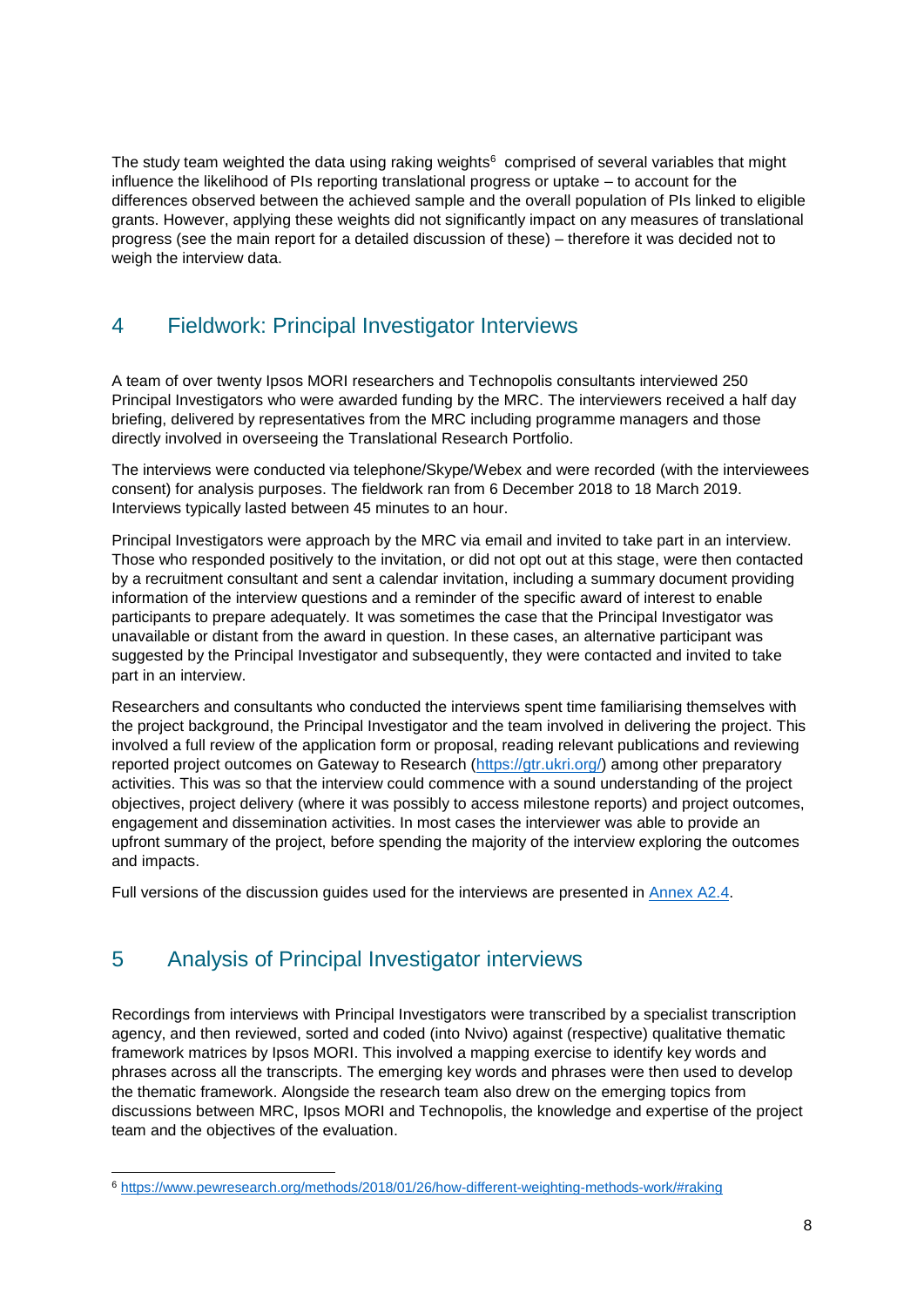The study team weighted the data using raking weights[6] comprised of several variables that might influence the likelihood of PIs reporting translational progress or uptake – to account for the differences observed between the achieved sample and the overall population of PIs linked to eligible grants. However, applying these weights did not significantly impact on any measures of translational progress (see the main report for a detailed discussion of these) – therefore it was decided not to weigh the interview data.

## 4 Fieldwork: Principal Investigator Interviews

A team of over twenty Ipsos MORI researchers and Technopolis consultants interviewed 250 Principal Investigators who were awarded funding by the MRC. The interviewers received a half day briefing, delivered by representatives from the MRC including programme managers and those directly involved in overseeing the Translational Research Portfolio.

The interviews were conducted via telephone/Skype/Webex and were recorded (with the interviewees consent) for analysis purposes. The fieldwork ran from 6 December 2018 to 18 March 2019. Interviews typically lasted between 45 minutes to an hour.

Principal Investigators were approach by the MRC via email and invited to take part in an interview. Those who responded positively to the invitation, or did not opt out at this stage, were then contacted by a recruitment consultant and sent a calendar invitation, including a summary document providing information of the interview questions and a reminder of the specific award of interest to enable participants to prepare adequately. It was sometimes the case that the Principal Investigator was unavailable or distant from the award in question. In these cases, an alternative participant was suggested by the Principal Investigator and subsequently, they were contacted and invited to take part in an interview.

Researchers and consultants who conducted the interviews spent time familiarising themselves with the project background, the Principal Investigator and the team involved in delivering the project. This involved a full review of the application form or proposal, reading relevant publications and reviewing reported project outcomes on Gateway to Research (https://gtr.ukri.org/) among other preparatory activities. This was so that the interview could commence with a sound understanding of the project objectives, project delivery (where it was possibly to access milestone reports) and project outcomes, engagement and dissemination activities. In most cases the interviewer was able to provide an upfront summary of the project, before spending the majority of the interview exploring the outcomes and impacts.

Full versions of the discussion guides used for the interviews are presented in Annex A2.4.

## 5 Analysis of Principal Investigator interviews

Recordings from interviews with Principal Investigators were transcribed by a specialist transcription agency, and then reviewed, sorted and coded (into Nvivo) against (respective) qualitative thematic framework matrices by Ipsos MORI. This involved a mapping exercise to identify key words and phrases across all the transcripts. The emerging key words and phrases were then used to develop the thematic framework. Alongside the research team also drew on the emerging topics from discussions between MRC, Ipsos MORI and Technopolis, the knowledge and expertise of the project team and the objectives of the evaluation.

[6] https://www.pewresearch.org/methods/2018/01/26/how-different-weighting-methods-work/#raking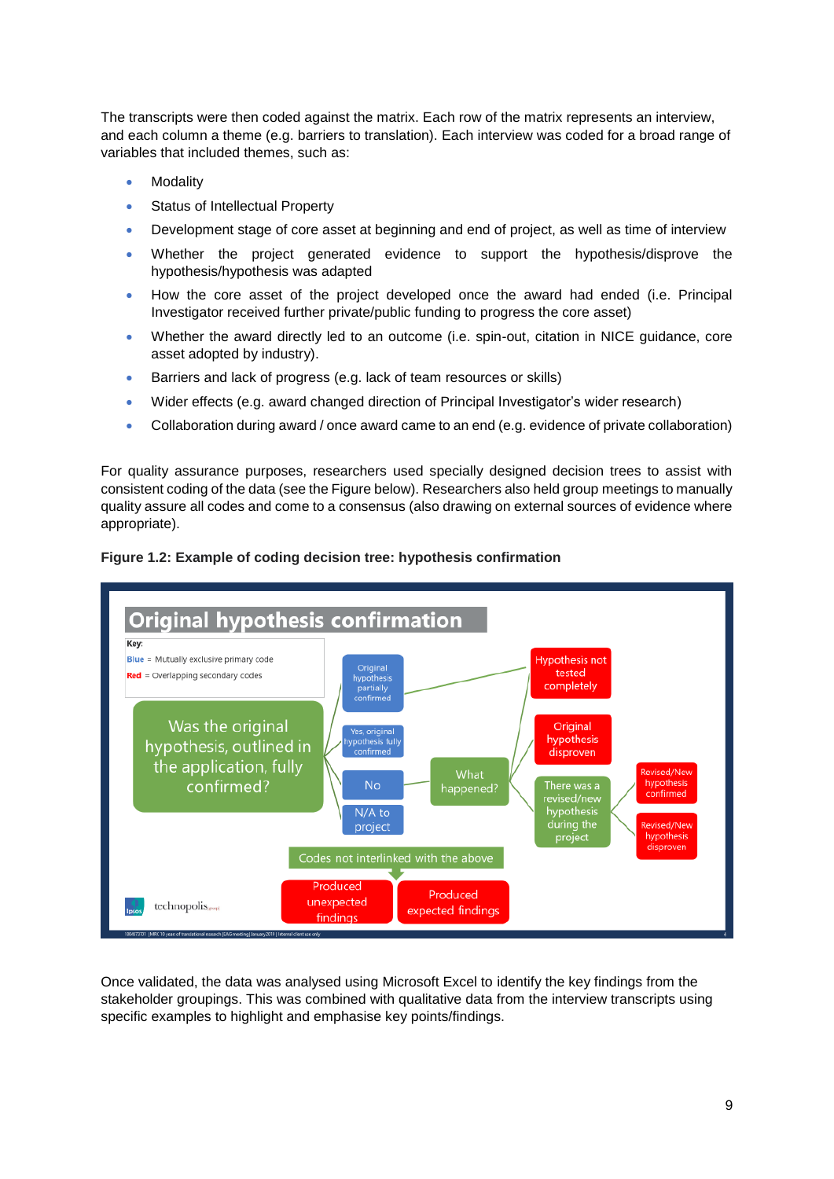The transcripts were then coded against the matrix. Each row of the matrix represents an interview, and each column a theme (e.g. barriers to translation). Each interview was coded for a broad range of variables that included themes, such as:

- Modality
- Status of Intellectual Property
- Development stage of core asset at beginning and end of project, as well as time of interview
- Whether the project generated evidence to support the hypothesis/disprove the hypothesis/hypothesis was adapted
- How the core asset of the project developed once the award had ended (i.e. Principal Investigator received further private/public funding to progress the core asset)
- Whether the award directly led to an outcome (i.e. spin-out, citation in NICE guidance, core asset adopted by industry).
- Barriers and lack of progress (e.g. lack of team resources or skills)
- Wider effects (e.g. award changed direction of Principal Investigator's wider research)
- Collaboration during award / once award came to an end (e.g. evidence of private collaboration)

For quality assurance purposes, researchers used specially designed decision trees to assist with consistent coding of the data (see the Figure below). Researchers also held group meetings to manually quality assure all codes and come to a consensus (also drawing on external sources of evidence where appropriate).

**Figure 1.2: Example of coding decision tree: hypothesis confirmation**

Once validated, the data was analysed using Microsoft Excel to identify the key findings from the stakeholder groupings. This was combined with qualitative data from the interview transcripts using specific examples to highlight and emphasise key points/findings.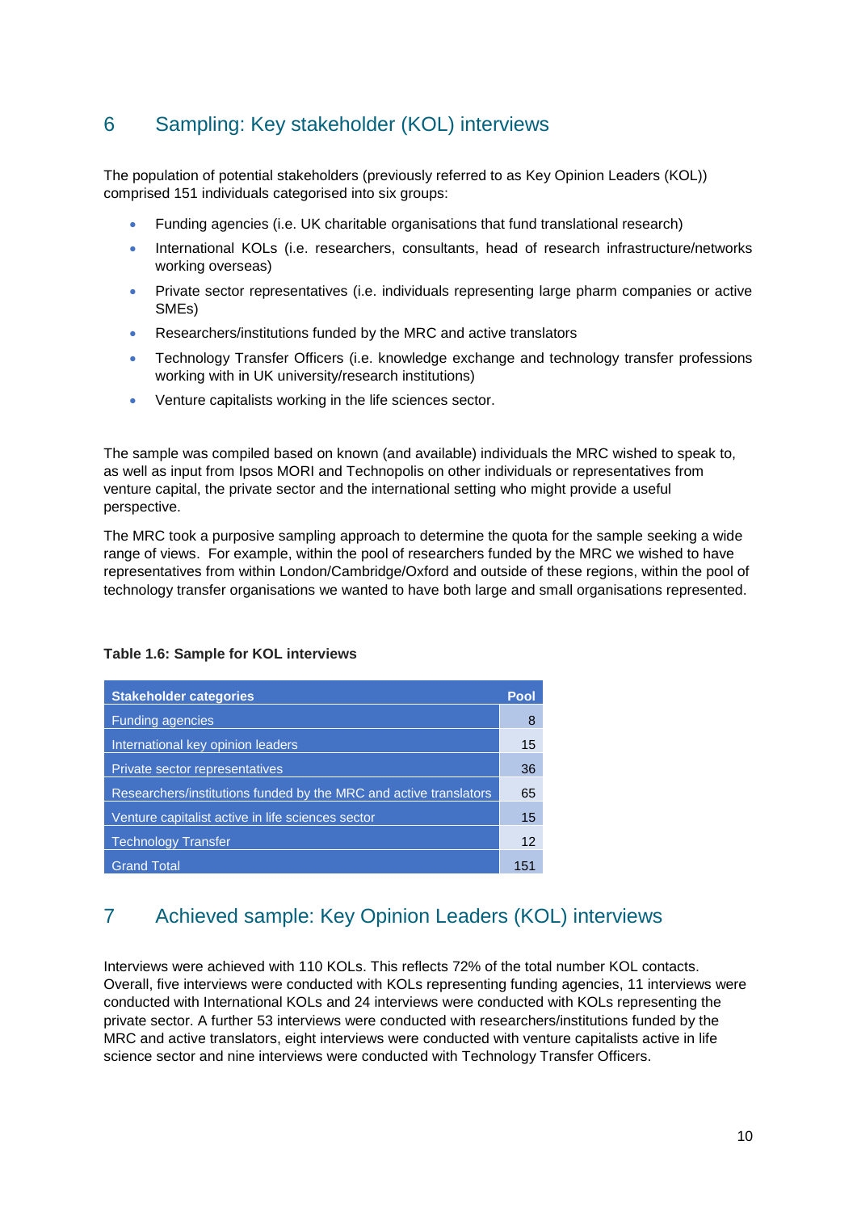## 6 Sampling: Key stakeholder (KOL) interviews

The population of potential stakeholders (previously referred to as Key Opinion Leaders (KOL)) comprised 151 individuals categorised into six groups:

- Funding agencies (i.e. UK charitable organisations that fund translational research)
- International KOLs (i.e. researchers, consultants, head of research infrastructure/networks working overseas)
- Private sector representatives (i.e. individuals representing large pharm companies or active SMEs)
- Researchers/institutions funded by the MRC and active translators
- Technology Transfer Officers (i.e. knowledge exchange and technology transfer professions working with in UK university/research institutions)
- Venture capitalists working in the life sciences sector.

The sample was compiled based on known (and available) individuals the MRC wished to speak to, as well as input from Ipsos MORI and Technopolis on other individuals or representatives from venture capital, the private sector and the international setting who might provide a useful perspective.

The MRC took a purposive sampling approach to determine the quota for the sample seeking a wide range of views. For example, within the pool of researchers funded by the MRC we wished to have representatives from within London/Cambridge/Oxford and outside of these regions, within the pool of technology transfer organisations we wanted to have both large and small organisations represented.

**Table 1.6: Sample for KOL interviews**

| Stakeholder categories | Pool |
|---|---|
| Funding agencies | 8 |
| International key opinion leaders | 15 |
| Private sector representatives | 36 |
| Researchers/institutions funded by the MRC and active translators | 65 |
| Venture capitalist active in life sciences sector | 15 |
| Technology Transfer | 12 |
| Grand Total | 151 |

## 7 Achieved sample: Key Opinion Leaders (KOL) interviews

Interviews were achieved with 110 KOLs. This reflects 72% of the total number KOL contacts. Overall, five interviews were conducted with KOLs representing funding agencies, 11 interviews were conducted with International KOLs and 24 interviews were conducted with KOLs representing the private sector. A further 53 interviews were conducted with researchers/institutions funded by the MRC and active translators, eight interviews were conducted with venture capitalists active in life science sector and nine interviews were conducted with Technology Transfer Officers.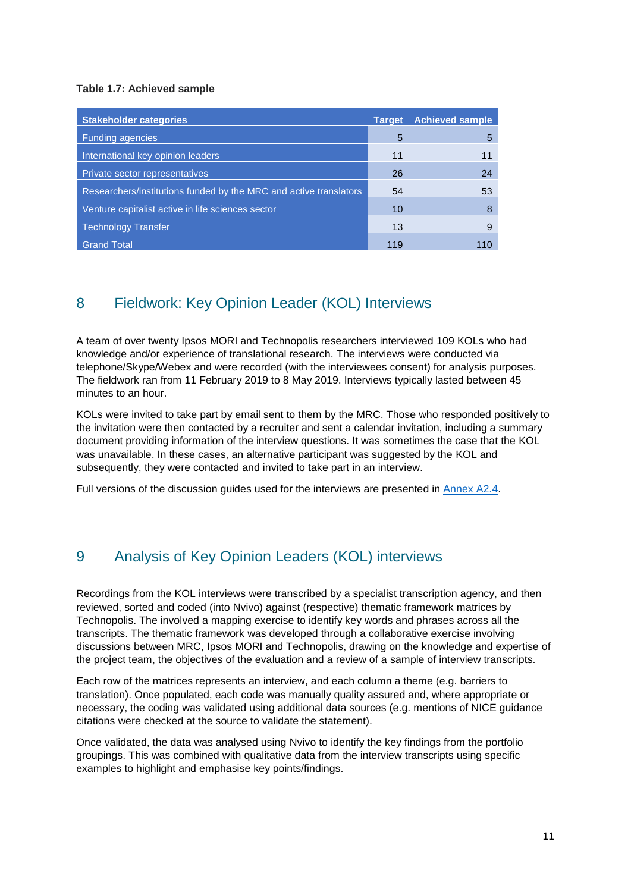**Table 1.7: Achieved sample**

| Stakeholder categories | Target | Achieved sample |
|---|---|---|
| Funding agencies | 5 | 5 |
| International key opinion leaders | 11 | 11 |
| Private sector representatives | 26 | 24 |
| Researchers/institutions funded by the MRC and active translators | 54 | 53 |
| Venture capitalist active in life sciences sector | 10 | 8 |
| Technology Transfer | 13 | 9 |
| Grand Total | 119 | 110 |

## 8 Fieldwork: Key Opinion Leader (KOL) Interviews

A team of over twenty Ipsos MORI and Technopolis researchers interviewed 109 KOLs who had knowledge and/or experience of translational research. The interviews were conducted via telephone/Skype/Webex and were recorded (with the interviewees consent) for analysis purposes. The fieldwork ran from 11 February 2019 to 8 May 2019. Interviews typically lasted between 45 minutes to an hour.

KOLs were invited to take part by email sent to them by the MRC. Those who responded positively to the invitation were then contacted by a recruiter and sent a calendar invitation, including a summary document providing information of the interview questions. It was sometimes the case that the KOL was unavailable. In these cases, an alternative participant was suggested by the KOL and subsequently, they were contacted and invited to take part in an interview.

Full versions of the discussion guides used for the interviews are presented in Annex A2.4.

## 9 Analysis of Key Opinion Leaders (KOL) interviews

Recordings from the KOL interviews were transcribed by a specialist transcription agency, and then reviewed, sorted and coded (into Nvivo) against (respective) thematic framework matrices by Technopolis. The involved a mapping exercise to identify key words and phrases across all the transcripts. The thematic framework was developed through a collaborative exercise involving discussions between MRC, Ipsos MORI and Technopolis, drawing on the knowledge and expertise of the project team, the objectives of the evaluation and a review of a sample of interview transcripts.

Each row of the matrices represents an interview, and each column a theme (e.g. barriers to translation). Once populated, each code was manually quality assured and, where appropriate or necessary, the coding was validated using additional data sources (e.g. mentions of NICE guidance citations were checked at the source to validate the statement).

Once validated, the data was analysed using Nvivo to identify the key findings from the portfolio groupings. This was combined with qualitative data from the interview transcripts using specific examples to highlight and emphasise key points/findings.